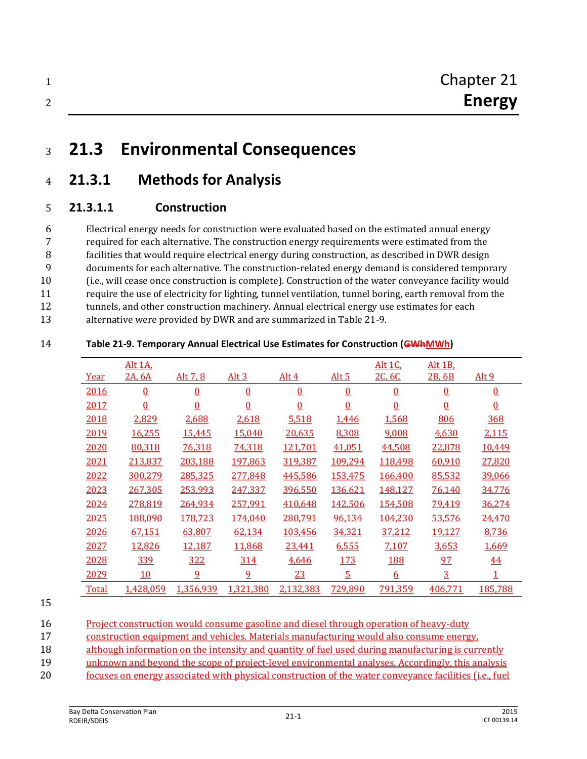# Chapter 21 Energy

## 21.3 Environmental Consequences

### 21.3.1 Methods for Analysis

#### 21.3.1.1 Construction

Electrical energy needs for construction were evaluated based on the estimated annual energy required for each alternative. The construction energy requirements were estimated from the facilities that would require electrical energy during construction, as described in DWR design documents for each alternative. The construction-related energy demand is considered temporary (i.e., will cease once construction is complete). Construction of the water conveyance facility would require the use of electricity for lighting, tunnel ventilation, tunnel boring, earth removal from the tunnels, and other construction machinery. Annual electrical energy use estimates for each alternative were provided by DWR and are summarized in Table 21-9.

**Table 21-9. Temporary Annual Electrical Use Estimates for Construction (~~GWh~~MWh)**

| Year | Alt 1A, 2A, 6A | Alt 7, 8 | Alt 3 | Alt 4 | Alt 5 | Alt 1C, 2C, 6C | Alt 1B, 2B, 6B | Alt 9 |
|---|---|---|---|---|---|---|---|---|
| 2016 | 0 | 0 | 0 | 0 | 0 | 0 | 0 | 0 |
| 2017 | 0 | 0 | 0 | 0 | 0 | 0 | 0 | 0 |
| 2018 | 2,829 | 2,688 | 2,618 | 5,518 | 1,446 | 1,568 | 806 | 368 |
| 2019 | 16,255 | 15,445 | 15,040 | 20,635 | 8,308 | 9,008 | 4,630 | 2,115 |
| 2020 | 80,318 | 76,318 | 74,318 | 121,701 | 41,051 | 44,508 | 22,878 | 10,449 |
| 2021 | 213,837 | 203,188 | 197,863 | 319,387 | 109,294 | 118,498 | 60,910 | 27,820 |
| 2022 | 300,279 | 285,325 | 277,848 | 445,586 | 153,475 | 166,400 | 85,532 | 39,066 |
| 2023 | 267,305 | 253,993 | 247,337 | 396,550 | 136,621 | 148,127 | 76,140 | 34,776 |
| 2024 | 278,819 | 264,934 | 257,991 | 410,648 | 142,506 | 154,508 | 79,419 | 36,274 |
| 2025 | 188,090 | 178,723 | 174,040 | 280,791 | 96,134 | 104,230 | 53,576 | 24,470 |
| 2026 | 67,151 | 63,807 | 62,134 | 103,456 | 34,321 | 37,212 | 19,127 | 8,736 |
| 2027 | 12,826 | 12,187 | 11,868 | 23,441 | 6,555 | 7,107 | 3,653 | 1,669 |
| 2028 | 339 | 322 | 314 | 4,646 | 173 | 188 | 97 | 44 |
| 2029 | 10 | 9 | 9 | 23 | 5 | 6 | 3 | 1 |
| Total | 1,428,059 | 1,356,939 | 1,321,380 | 2,132,383 | 729,890 | 791,359 | 406,771 | 185,788 |

Project construction would consume gasoline and diesel through operation of heavy-duty construction equipment and vehicles. Materials manufacturing would also consume energy, although information on the intensity and quantity of fuel used during manufacturing is currently unknown and beyond the scope of project-level environmental analyses. Accordingly, this analysis focuses on energy associated with physical construction of the water conveyance facilities (i.e., fuel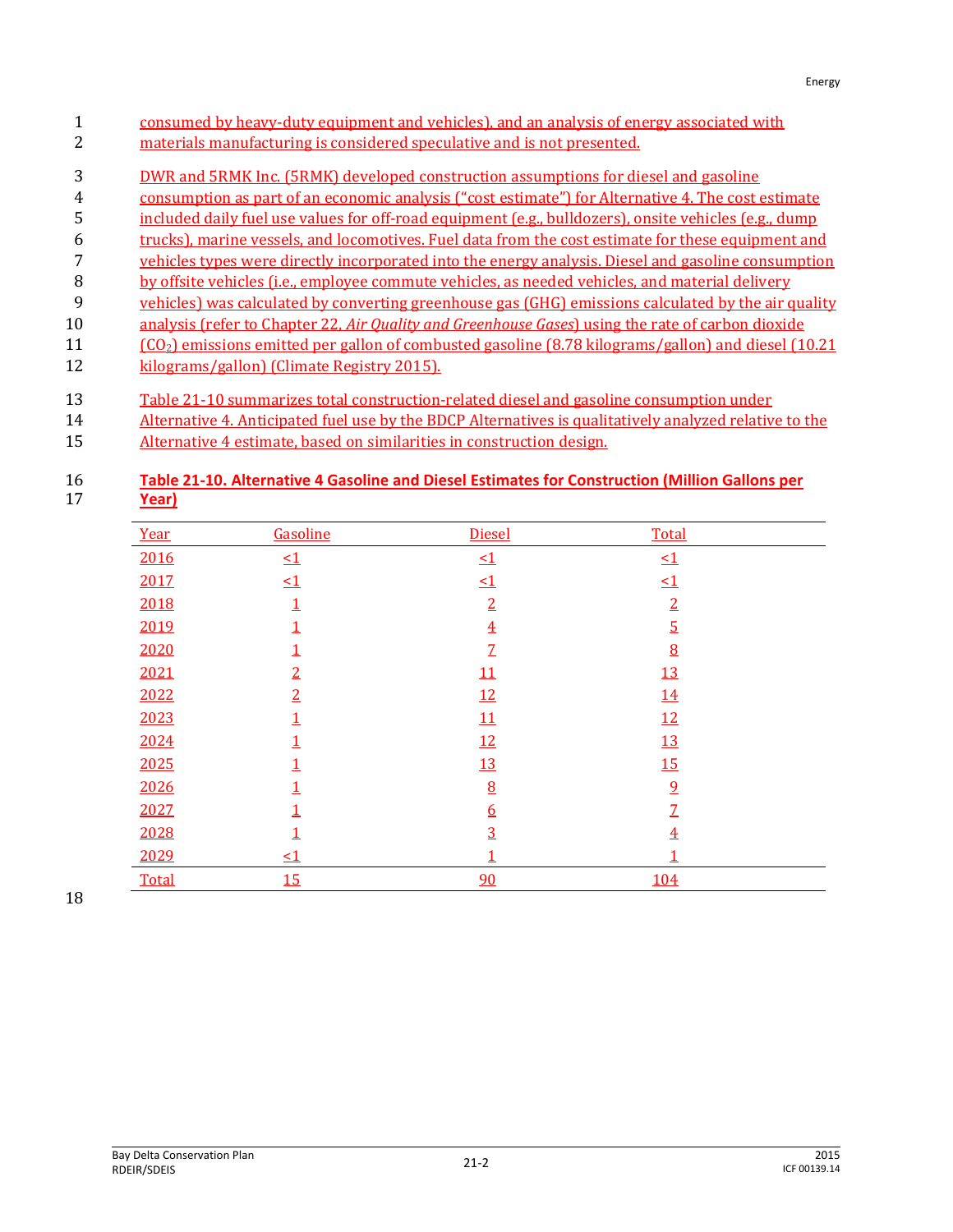consumed by heavy-duty equipment and vehicles), and an analysis of energy associated with materials manufacturing is considered speculative and is not presented.

DWR and 5RMK Inc. (5RMK) developed construction assumptions for diesel and gasoline consumption as part of an economic analysis ("cost estimate") for Alternative 4. The cost estimate included daily fuel use values for off-road equipment (e.g., bulldozers), onsite vehicles (e.g., dump trucks), marine vessels, and locomotives. Fuel data from the cost estimate for these equipment and vehicles types were directly incorporated into the energy analysis. Diesel and gasoline consumption by offsite vehicles (i.e., employee commute vehicles, as needed vehicles, and material delivery vehicles) was calculated by converting greenhouse gas (GHG) emissions calculated by the air quality analysis (refer to Chapter 22, *Air Quality and Greenhouse Gases*) using the rate of carbon dioxide ($CO_2$) emissions emitted per gallon of combusted gasoline (8.78 kilograms/gallon) and diesel (10.21 kilograms/gallon) (Climate Registry 2015).

Table 21-10 summarizes total construction-related diesel and gasoline consumption under Alternative 4. Anticipated fuel use by the BDCP Alternatives is qualitatively analyzed relative to the Alternative 4 estimate, based on similarities in construction design.

**Table 21-10. Alternative 4 Gasoline and Diesel Estimates for Construction (Million Gallons per Year)**

| Year | Gasoline | Diesel | Total |
|---|---|---|---|
| 2016 | ≤1 | ≤1 | ≤1 |
| 2017 | ≤1 | ≤1 | ≤1 |
| 2018 | 1 | 2 | 2 |
| 2019 | 1 | 4 | 5 |
| 2020 | 1 | 7 | 8 |
| 2021 | 2 | 11 | 13 |
| 2022 | 2 | 12 | 14 |
| 2023 | 1 | 11 | 12 |
| 2024 | 1 | 12 | 13 |
| 2025 | 1 | 13 | 15 |
| 2026 | 1 | 8 | 9 |
| 2027 | 1 | 6 | 7 |
| 2028 | 1 | 3 | 4 |
| 2029 | ≤1 | 1 | 1 |
| Total | 15 | 90 | 104 |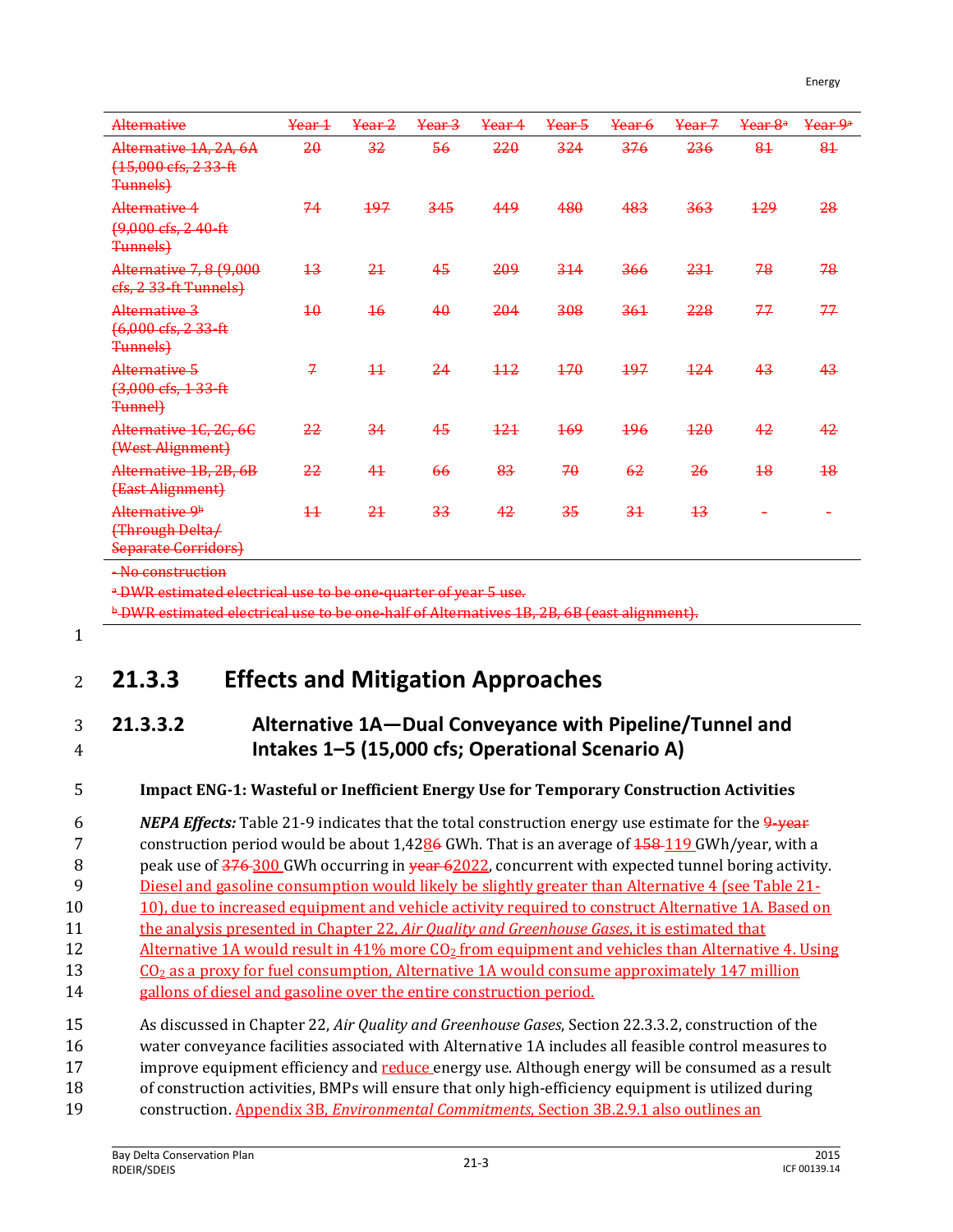| Alternative | Year 1 | Year 2 | Year 3 | Year 4 | Year 5 | Year 6 | Year 7 | Year 8[a] | Year 9[a] |
|---|---|---|---|---|---|---|---|---|---|
| Alternative 1A, 2A, 6A (15,000 cfs, 2 33-ft Tunnels) | 20 | 32 | 56 | 220 | 324 | 376 | 236 | 81 | 81 |
| Alternative 4 (9,000 cfs, 2 40-ft Tunnels) | 74 | 197 | 345 | 449 | 480 | 483 | 363 | 129 | 28 |
| Alternative 7, 8 (9,000 cfs, 2 33-ft Tunnels) | 13 | 21 | 45 | 209 | 314 | 366 | 231 | 78 | 78 |
| Alternative 3 (6,000 cfs, 2 33-ft Tunnels) | 10 | 16 | 40 | 204 | 308 | 361 | 228 | 77 | 77 |
| Alternative 5 (3,000 cfs, 1 33-ft Tunnel) | 7 | 11 | 24 | 112 | 170 | 197 | 124 | 43 | 43 |
| Alternative 1C, 2C, 6C (West Alignment) | 22 | 34 | 45 | 121 | 169 | 196 | 120 | 42 | 42 |
| Alternative 1B, 2B, 6B (East Alignment) | 22 | 41 | 66 | 83 | 70 | 62 | 26 | 18 | 18 |
| Alternative 9[b] (Through Delta/ Separate Corridors) | 11 | 21 | 33 | 42 | 35 | 31 | 13 | - | - |

- No construction

[a] DWR estimated electrical use to be one-quarter of year 5 use.

[b] DWR estimated electrical use to be one-half of Alternatives 1B, 2B, 6B (east alignment).

## 21.3.3 Effects and Mitigation Approaches

### 21.3.3.2 Alternative 1A—Dual Conveyance with Pipeline/Tunnel and Intakes 1–5 (15,000 cfs; Operational Scenario A)

**Impact ENG-1: Wasteful or Inefficient Energy Use for Temporary Construction Activities**

***NEPA Effects:*** Table 21-9 indicates that the total construction energy use estimate for the 9-year construction period would be about 1,4286 GWh. That is an average of 158 119 GWh/year, with a peak use of 376 300 GWh occurring in year 62022, concurrent with expected tunnel boring activity. Diesel and gasoline consumption would likely be slightly greater than Alternative 4 (see Table 21-10), due to increased equipment and vehicle activity required to construct Alternative 1A. Based on the analysis presented in Chapter 22, *Air Quality and Greenhouse Gases*, it is estimated that Alternative 1A would result in 41% more $CO_2$ from equipment and vehicles than Alternative 4. Using $CO_2$ as a proxy for fuel consumption, Alternative 1A would consume approximately 147 million gallons of diesel and gasoline over the entire construction period.

As discussed in Chapter 22, *Air Quality and Greenhouse Gases*, Section 22.3.3.2, construction of the water conveyance facilities associated with Alternative 1A includes all feasible control measures to improve equipment efficiency and reduce energy use. Although energy will be consumed as a result of construction activities, BMPs will ensure that only high-efficiency equipment is utilized during construction. Appendix 3B, *Environmental Commitments*, Section 3B.2.9.1 also outlines an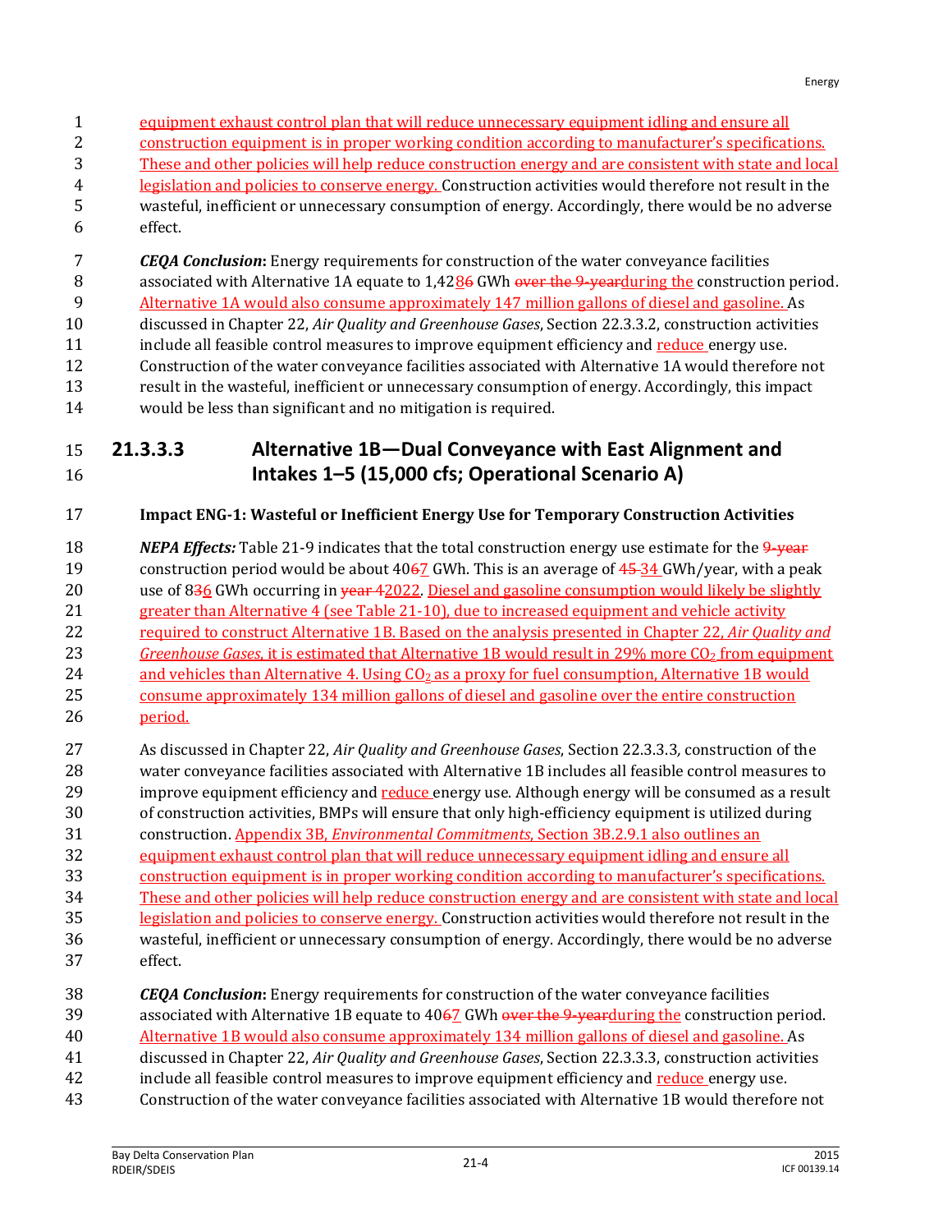equipment exhaust control plan that will reduce unnecessary equipment idling and ensure all construction equipment is in proper working condition according to manufacturer's specifications. These and other policies will help reduce construction energy and are consistent with state and local legislation and policies to conserve energy. Construction activities would therefore not result in the wasteful, inefficient or unnecessary consumption of energy. Accordingly, there would be no adverse effect.

***CEQA Conclusion***: Energy requirements for construction of the water conveyance facilities associated with Alternative 1A equate to 1,42~~8~~6 GWh ~~over the 9-year~~during the construction period. Alternative 1A would also consume approximately 147 million gallons of diesel and gasoline. As discussed in Chapter 22, *Air Quality and Greenhouse Gases*, Section 22.3.3.2, construction activities include all feasible control measures to improve equipment efficiency and reduce energy use. Construction of the water conveyance facilities associated with Alternative 1A would therefore not result in the wasteful, inefficient or unnecessary consumption of energy. Accordingly, this impact would be less than significant and no mitigation is required.

## 21.3.3.3 Alternative 1B—Dual Conveyance with East Alignment and Intakes 1–5 (15,000 cfs; Operational Scenario A)

**Impact ENG-1: Wasteful or Inefficient Energy Use for Temporary Construction Activities**

***NEPA Effects:*** Table 21-9 indicates that the total construction energy use estimate for the ~~9-year~~ construction period would be about 40~~6~~7 GWh. This is an average of ~~45~~ 34 GWh/year, with a peak use of 8~~3~~6 GWh occurring in ~~year 4~~2022. Diesel and gasoline consumption would likely be slightly greater than Alternative 4 (see Table 21-10), due to increased equipment and vehicle activity required to construct Alternative 1B. Based on the analysis presented in Chapter 22, *Air Quality and Greenhouse Gases*, it is estimated that Alternative 1B would result in 29% more $CO_2$ from equipment and vehicles than Alternative 4. Using $CO_2$ as a proxy for fuel consumption, Alternative 1B would consume approximately 134 million gallons of diesel and gasoline over the entire construction period.

As discussed in Chapter 22, *Air Quality and Greenhouse Gases*, Section 22.3.3.3, construction of the water conveyance facilities associated with Alternative 1B includes all feasible control measures to improve equipment efficiency and reduce energy use. Although energy will be consumed as a result of construction activities, BMPs will ensure that only high-efficiency equipment is utilized during construction. Appendix 3B, *Environmental Commitments*, Section 3B.2.9.1 also outlines an equipment exhaust control plan that will reduce unnecessary equipment idling and ensure all construction equipment is in proper working condition according to manufacturer's specifications. These and other policies will help reduce construction energy and are consistent with state and local legislation and policies to conserve energy. Construction activities would therefore not result in the wasteful, inefficient or unnecessary consumption of energy. Accordingly, there would be no adverse effect.

***CEQA Conclusion***: Energy requirements for construction of the water conveyance facilities associated with Alternative 1B equate to 40~~6~~7 GWh ~~over the 9-year~~during the construction period. Alternative 1B would also consume approximately 134 million gallons of diesel and gasoline. As discussed in Chapter 22, *Air Quality and Greenhouse Gases*, Section 22.3.3.3, construction activities include all feasible control measures to improve equipment efficiency and reduce energy use. Construction of the water conveyance facilities associated with Alternative 1B would therefore not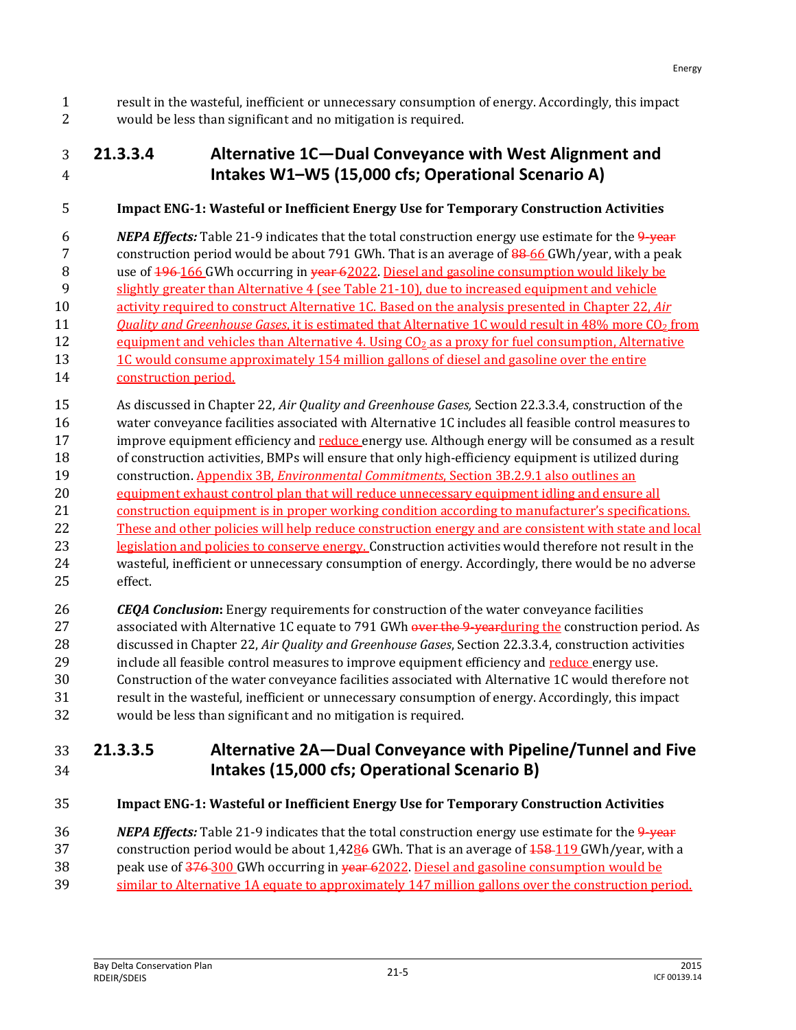result in the wasteful, inefficient or unnecessary consumption of energy. Accordingly, this impact would be less than significant and no mitigation is required.

### 21.3.3.4 Alternative 1C—Dual Conveyance with West Alignment and Intakes W1–W5 (15,000 cfs; Operational Scenario A)

**Impact ENG-1: Wasteful or Inefficient Energy Use for Temporary Construction Activities**

***NEPA Effects:*** Table 21-9 indicates that the total construction energy use estimate for the ~~9-year~~ construction period would be about 791 GWh. That is an average of ~~88~~ 66 GWh/year, with a peak use of ~~196~~ 166 GWh occurring in ~~year 6~~2022. Diesel and gasoline consumption would likely be slightly greater than Alternative 4 (see Table 21-10), due to increased equipment and vehicle activity required to construct Alternative 1C. Based on the analysis presented in Chapter 22, *Air Quality and Greenhouse Gases*, it is estimated that Alternative 1C would result in 48% more $CO_2$ from equipment and vehicles than Alternative 4. Using $CO_2$ as a proxy for fuel consumption, Alternative 1C would consume approximately 154 million gallons of diesel and gasoline over the entire construction period.

As discussed in Chapter 22, *Air Quality and Greenhouse Gases,* Section 22.3.3.4, construction of the water conveyance facilities associated with Alternative 1C includes all feasible control measures to improve equipment efficiency and reduce energy use. Although energy will be consumed as a result of construction activities, BMPs will ensure that only high-efficiency equipment is utilized during construction. Appendix 3B, *Environmental Commitments*, Section 3B.2.9.1 also outlines an equipment exhaust control plan that will reduce unnecessary equipment idling and ensure all construction equipment is in proper working condition according to manufacturer's specifications. These and other policies will help reduce construction energy and are consistent with state and local legislation and policies to conserve energy. Construction activities would therefore not result in the wasteful, inefficient or unnecessary consumption of energy. Accordingly, there would be no adverse effect.

***CEQA Conclusion*:** Energy requirements for construction of the water conveyance facilities associated with Alternative 1C equate to 791 GWh ~~over the 9-year~~during the construction period. As discussed in Chapter 22, *Air Quality and Greenhouse Gases*, Section 22.3.3.4, construction activities include all feasible control measures to improve equipment efficiency and reduce energy use. Construction of the water conveyance facilities associated with Alternative 1C would therefore not result in the wasteful, inefficient or unnecessary consumption of energy. Accordingly, this impact would be less than significant and no mitigation is required.

### 21.3.3.5 Alternative 2A—Dual Conveyance with Pipeline/Tunnel and Five Intakes (15,000 cfs; Operational Scenario B)

**Impact ENG-1: Wasteful or Inefficient Energy Use for Temporary Construction Activities**

***NEPA Effects:*** Table 21-9 indicates that the total construction energy use estimate for the ~~9-year~~ construction period would be about 1,42~~8~~6 GWh. That is an average of ~~158~~ 119 GWh/year, with a peak use of ~~376~~ 300 GWh occurring in ~~year 6~~2022. Diesel and gasoline consumption would be similar to Alternative 1A equate to approximately 147 million gallons over the construction period.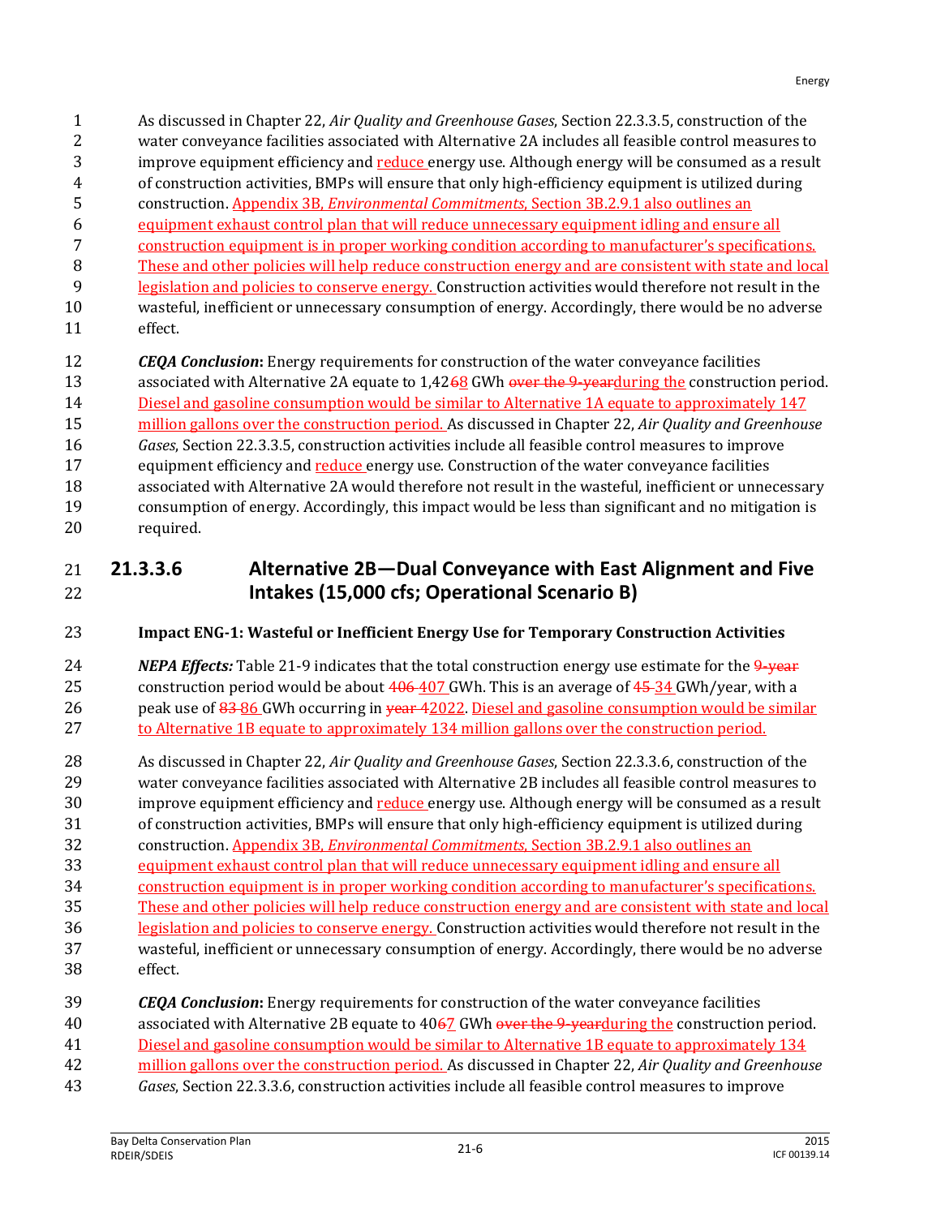As discussed in Chapter 22, *Air Quality and Greenhouse Gases*, Section 22.3.3.5, construction of the water conveyance facilities associated with Alternative 2A includes all feasible control measures to improve equipment efficiency and reduce energy use. Although energy will be consumed as a result of construction activities, BMPs will ensure that only high-efficiency equipment is utilized during construction. Appendix 3B, *Environmental Commitments*, Section 3B.2.9.1 also outlines an equipment exhaust control plan that will reduce unnecessary equipment idling and ensure all construction equipment is in proper working condition according to manufacturer's specifications. These and other policies will help reduce construction energy and are consistent with state and local legislation and policies to conserve energy. Construction activities would therefore not result in the wasteful, inefficient or unnecessary consumption of energy. Accordingly, there would be no adverse effect.

***CEQA Conclusion*:** Energy requirements for construction of the water conveyance facilities associated with Alternative 2A equate to 1,42~~6~~8 GWh ~~over the 9-year~~during the construction period. Diesel and gasoline consumption would be similar to Alternative 1A equate to approximately 147 million gallons over the construction period. As discussed in Chapter 22, *Air Quality and Greenhouse Gases*, Section 22.3.3.5, construction activities include all feasible control measures to improve equipment efficiency and reduce energy use. Construction of the water conveyance facilities associated with Alternative 2A would therefore not result in the wasteful, inefficient or unnecessary consumption of energy. Accordingly, this impact would be less than significant and no mitigation is required.

### 21.3.3.6 Alternative 2B—Dual Conveyance with East Alignment and Five Intakes (15,000 cfs; Operational Scenario B)

**Impact ENG-1: Wasteful or Inefficient Energy Use for Temporary Construction Activities**

***NEPA Effects:*** Table 21-9 indicates that the total construction energy use estimate for the ~~9-year~~ construction period would be about ~~406~~ 407 GWh. This is an average of ~~45~~ 34 GWh/year, with a peak use of ~~83~~ 86 GWh occurring in ~~year 4~~2022. Diesel and gasoline consumption would be similar to Alternative 1B equate to approximately 134 million gallons over the construction period.

As discussed in Chapter 22, *Air Quality and Greenhouse Gases*, Section 22.3.3.6, construction of the water conveyance facilities associated with Alternative 2B includes all feasible control measures to improve equipment efficiency and reduce energy use. Although energy will be consumed as a result of construction activities, BMPs will ensure that only high-efficiency equipment is utilized during construction. Appendix 3B, *Environmental Commitments*, Section 3B.2.9.1 also outlines an equipment exhaust control plan that will reduce unnecessary equipment idling and ensure all construction equipment is in proper working condition according to manufacturer's specifications. These and other policies will help reduce construction energy and are consistent with state and local legislation and policies to conserve energy. Construction activities would therefore not result in the wasteful, inefficient or unnecessary consumption of energy. Accordingly, there would be no adverse effect.

***CEQA Conclusion*:** Energy requirements for construction of the water conveyance facilities associated with Alternative 2B equate to 40~~6~~7 GWh ~~over the 9-year~~during the construction period. Diesel and gasoline consumption would be similar to Alternative 1B equate to approximately 134 million gallons over the construction period. As discussed in Chapter 22, *Air Quality and Greenhouse Gases*, Section 22.3.3.6, construction activities include all feasible control measures to improve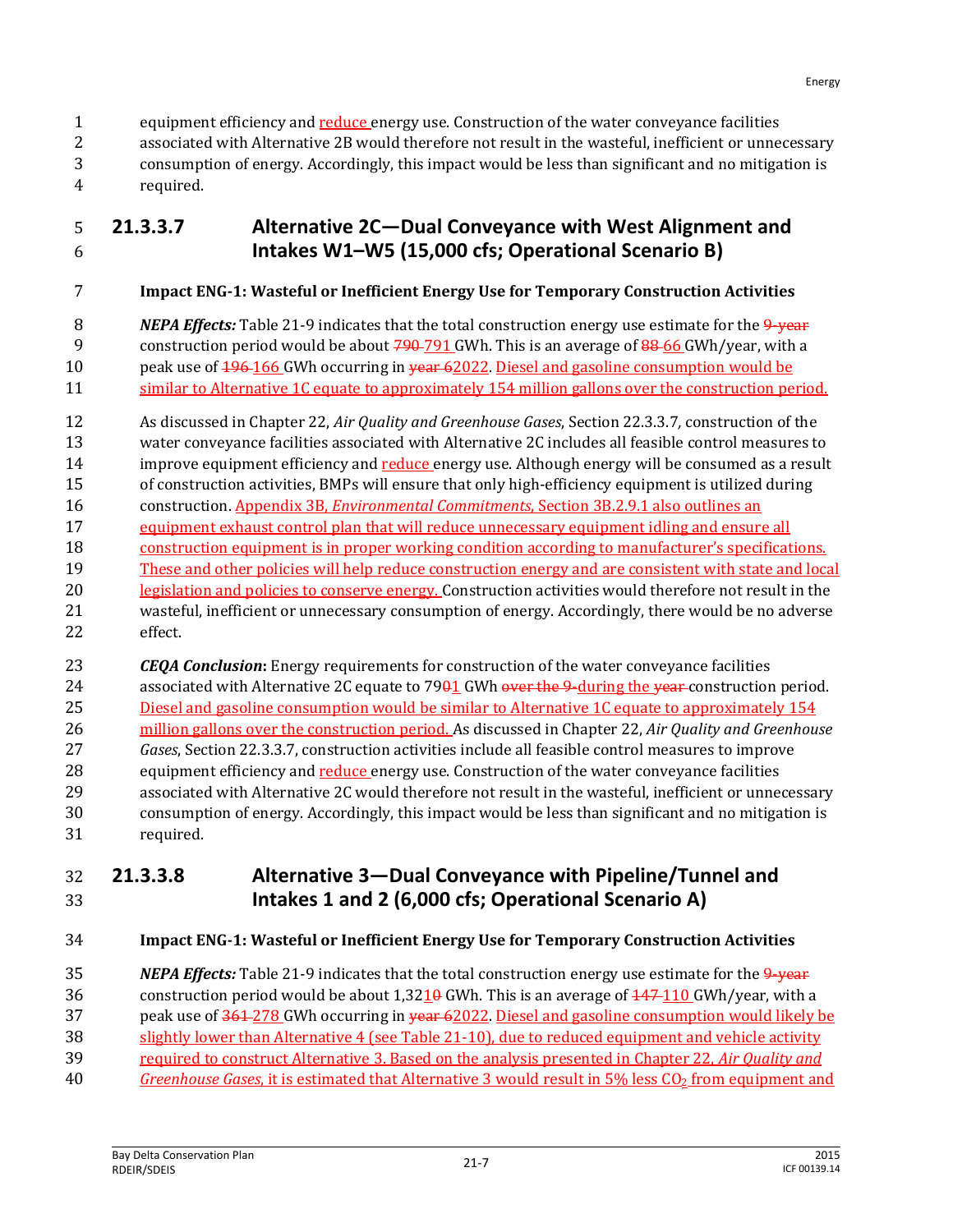equipment efficiency and reduce energy use. Construction of the water conveyance facilities associated with Alternative 2B would therefore not result in the wasteful, inefficient or unnecessary consumption of energy. Accordingly, this impact would be less than significant and no mitigation is required.

### 21.3.3.7 Alternative 2C—Dual Conveyance with West Alignment and Intakes W1–W5 (15,000 cfs; Operational Scenario B)

**Impact ENG-1: Wasteful or Inefficient Energy Use for Temporary Construction Activities**

***NEPA Effects:*** Table 21-9 indicates that the total construction energy use estimate for the ~~9-year~~ construction period would be about ~~790~~ 791 GWh. This is an average of ~~88~~ 66 GWh/year, with a peak use of ~~196~~ 166 GWh occurring in ~~year 6~~2022. Diesel and gasoline consumption would be similar to Alternative 1C equate to approximately 154 million gallons over the construction period.

As discussed in Chapter 22, *Air Quality and Greenhouse Gases*, Section 22.3.3.7, construction of the water conveyance facilities associated with Alternative 2C includes all feasible control measures to improve equipment efficiency and reduce energy use. Although energy will be consumed as a result of construction activities, BMPs will ensure that only high-efficiency equipment is utilized during construction. Appendix 3B, *Environmental Commitments*, Section 3B.2.9.1 also outlines an equipment exhaust control plan that will reduce unnecessary equipment idling and ensure all construction equipment is in proper working condition according to manufacturer's specifications. These and other policies will help reduce construction energy and are consistent with state and local legislation and policies to conserve energy. Construction activities would therefore not result in the wasteful, inefficient or unnecessary consumption of energy. Accordingly, there would be no adverse effect.

***CEQA Conclusion*:** Energy requirements for construction of the water conveyance facilities associated with Alternative 2C equate to 79~~0~~1 GWh ~~over the 9-~~during the ~~year~~ construction period. Diesel and gasoline consumption would be similar to Alternative 1C equate to approximately 154 million gallons over the construction period. As discussed in Chapter 22, *Air Quality and Greenhouse Gases*, Section 22.3.3.7, construction activities include all feasible control measures to improve equipment efficiency and reduce energy use. Construction of the water conveyance facilities associated with Alternative 2C would therefore not result in the wasteful, inefficient or unnecessary consumption of energy. Accordingly, this impact would be less than significant and no mitigation is required.

### 21.3.3.8 Alternative 3—Dual Conveyance with Pipeline/Tunnel and Intakes 1 and 2 (6,000 cfs; Operational Scenario A)

**Impact ENG-1: Wasteful or Inefficient Energy Use for Temporary Construction Activities**

***NEPA Effects:*** Table 21-9 indicates that the total construction energy use estimate for the ~~9-year~~ construction period would be about 1,32~~1~~0 GWh. This is an average of ~~147~~ 110 GWh/year, with a peak use of ~~361~~ 278 GWh occurring in ~~year 6~~2022. Diesel and gasoline consumption would likely be slightly lower than Alternative 4 (see Table 21-10), due to reduced equipment and vehicle activity required to construct Alternative 3. Based on the analysis presented in Chapter 22, *Air Quality and Greenhouse Gases*, it is estimated that Alternative 3 would result in 5% less $CO_2$ from equipment and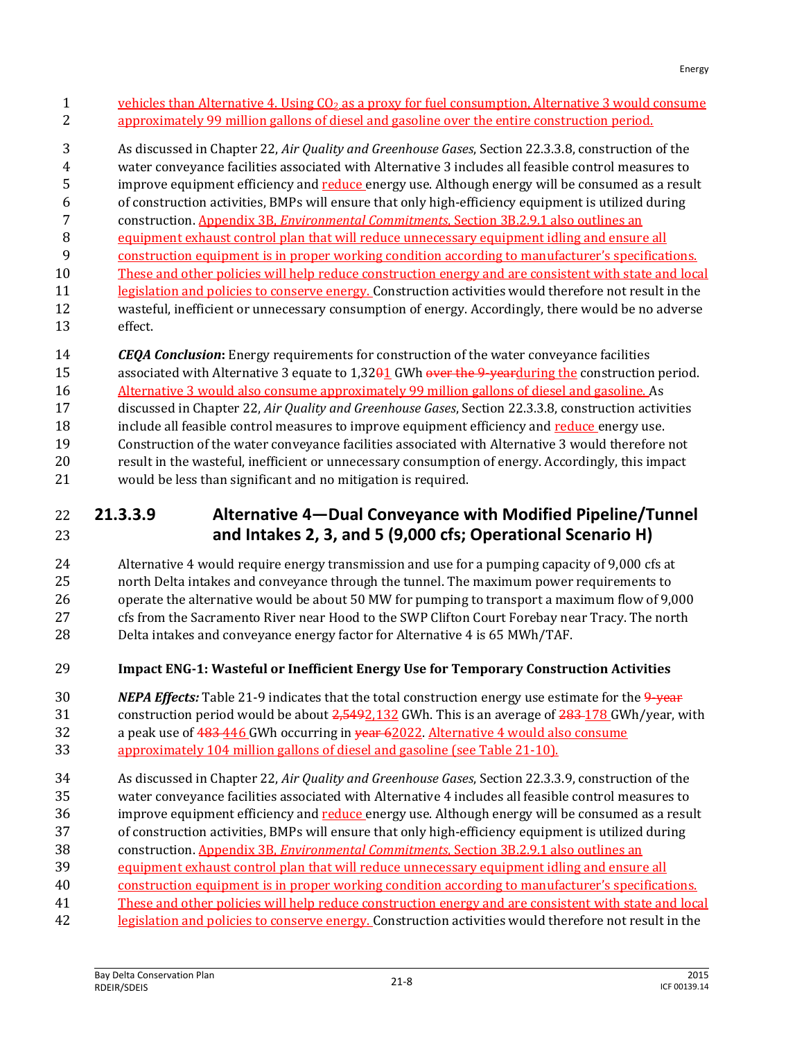vehicles than Alternative 4. Using $CO_2$ as a proxy for fuel consumption, Alternative 3 would consume approximately 99 million gallons of diesel and gasoline over the entire construction period.

As discussed in Chapter 22, *Air Quality and Greenhouse Gases*, Section 22.3.3.8, construction of the water conveyance facilities associated with Alternative 3 includes all feasible control measures to improve equipment efficiency and reduce energy use. Although energy will be consumed as a result of construction activities, BMPs will ensure that only high-efficiency equipment is utilized during construction. Appendix 3B, *Environmental Commitments*, Section 3B.2.9.1 also outlines an equipment exhaust control plan that will reduce unnecessary equipment idling and ensure all construction equipment is in proper working condition according to manufacturer's specifications. These and other policies will help reduce construction energy and are consistent with state and local legislation and policies to conserve energy. Construction activities would therefore not result in the wasteful, inefficient or unnecessary consumption of energy. Accordingly, there would be no adverse effect.

***CEQA Conclusion*:** Energy requirements for construction of the water conveyance facilities associated with Alternative 3 equate to 1,3201 GWh over the 9-yearduring the construction period. Alternative 3 would also consume approximately 99 million gallons of diesel and gasoline. As discussed in Chapter 22, *Air Quality and Greenhouse Gases*, Section 22.3.3.8, construction activities include all feasible control measures to improve equipment efficiency and reduce energy use. Construction of the water conveyance facilities associated with Alternative 3 would therefore not result in the wasteful, inefficient or unnecessary consumption of energy. Accordingly, this impact would be less than significant and no mitigation is required.

### 21.3.3.9 Alternative 4—Dual Conveyance with Modified Pipeline/Tunnel and Intakes 2, 3, and 5 (9,000 cfs; Operational Scenario H)

Alternative 4 would require energy transmission and use for a pumping capacity of 9,000 cfs at north Delta intakes and conveyance through the tunnel. The maximum power requirements to operate the alternative would be about 50 MW for pumping to transport a maximum flow of 9,000 cfs from the Sacramento River near Hood to the SWP Clifton Court Forebay near Tracy. The north Delta intakes and conveyance energy factor for Alternative 4 is 65 MWh/TAF.

**Impact ENG-1: Wasteful or Inefficient Energy Use for Temporary Construction Activities**

***NEPA Effects:*** Table 21-9 indicates that the total construction energy use estimate for the 9-year construction period would be about 2,5492,132 GWh. This is an average of 283 178 GWh/year, with a peak use of 483 446 GWh occurring in year 62022. Alternative 4 would also consume approximately 104 million gallons of diesel and gasoline (see Table 21-10).

As discussed in Chapter 22, *Air Quality and Greenhouse Gases*, Section 22.3.3.9, construction of the water conveyance facilities associated with Alternative 4 includes all feasible control measures to improve equipment efficiency and reduce energy use. Although energy will be consumed as a result of construction activities, BMPs will ensure that only high-efficiency equipment is utilized during construction. Appendix 3B, *Environmental Commitments*, Section 3B.2.9.1 also outlines an equipment exhaust control plan that will reduce unnecessary equipment idling and ensure all construction equipment is in proper working condition according to manufacturer's specifications. These and other policies will help reduce construction energy and are consistent with state and local legislation and policies to conserve energy. Construction activities would therefore not result in the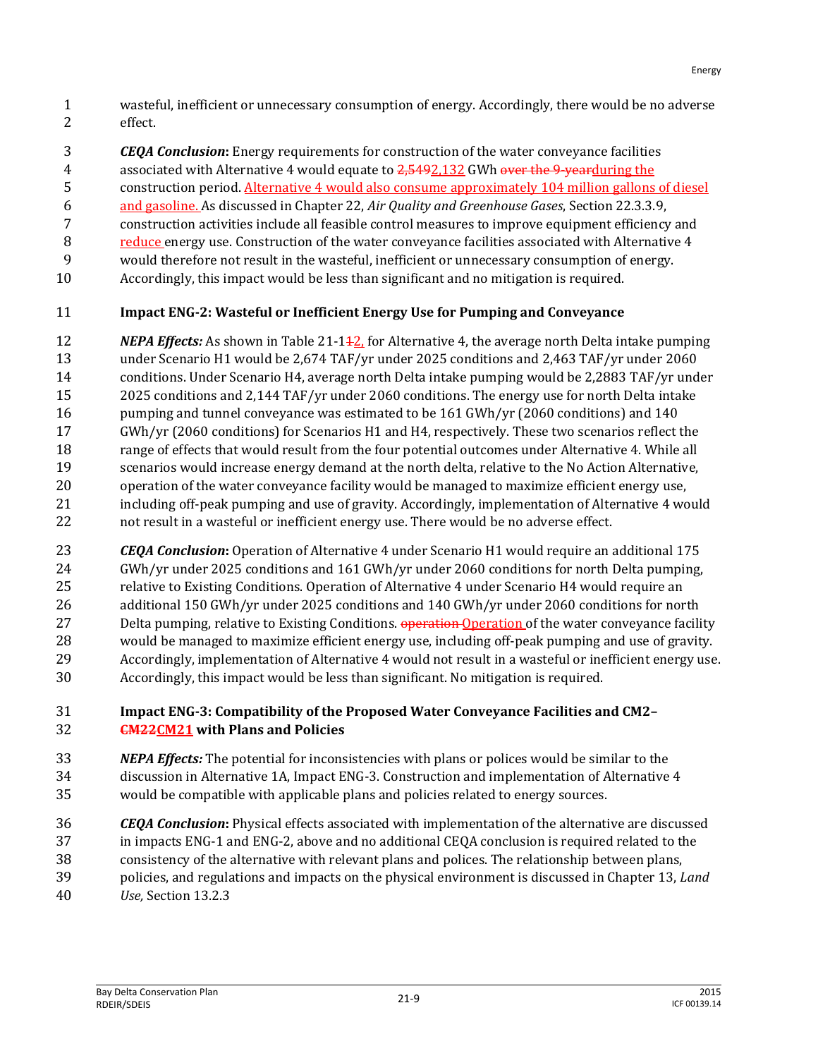wasteful, inefficient or unnecessary consumption of energy. Accordingly, there would be no adverse effect.

***CEQA Conclusion*:** Energy requirements for construction of the water conveyance facilities associated with Alternative 4 would equate to ~~2,549~~2,132 GWh ~~over the 9-year~~during the construction period. Alternative 4 would also consume approximately 104 million gallons of diesel and gasoline. As discussed in Chapter 22, *Air Quality and Greenhouse Gases*, Section 22.3.3.9, construction activities include all feasible control measures to improve equipment efficiency and reduce energy use. Construction of the water conveyance facilities associated with Alternative 4 would therefore not result in the wasteful, inefficient or unnecessary consumption of energy. Accordingly, this impact would be less than significant and no mitigation is required.

**Impact ENG-2: Wasteful or Inefficient Energy Use for Pumping and Conveyance**

***NEPA Effects:*** As shown in Table 21-1~~1~~2, for Alternative 4, the average north Delta intake pumping under Scenario H1 would be 2,674 TAF/yr under 2025 conditions and 2,463 TAF/yr under 2060 conditions. Under Scenario H4, average north Delta intake pumping would be 2,2883 TAF/yr under 2025 conditions and 2,144 TAF/yr under 2060 conditions. The energy use for north Delta intake pumping and tunnel conveyance was estimated to be 161 GWh/yr (2060 conditions) and 140 GWh/yr (2060 conditions) for Scenarios H1 and H4, respectively. These two scenarios reflect the range of effects that would result from the four potential outcomes under Alternative 4. While all scenarios would increase energy demand at the north delta, relative to the No Action Alternative, operation of the water conveyance facility would be managed to maximize efficient energy use, including off-peak pumping and use of gravity. Accordingly, implementation of Alternative 4 would not result in a wasteful or inefficient energy use. There would be no adverse effect.

***CEQA Conclusion*:** Operation of Alternative 4 under Scenario H1 would require an additional 175 GWh/yr under 2025 conditions and 161 GWh/yr under 2060 conditions for north Delta pumping, relative to Existing Conditions. Operation of Alternative 4 under Scenario H4 would require an additional 150 GWh/yr under 2025 conditions and 140 GWh/yr under 2060 conditions for north Delta pumping, relative to Existing Conditions. ~~operation~~ Operation of the water conveyance facility would be managed to maximize efficient energy use, including off-peak pumping and use of gravity. Accordingly, implementation of Alternative 4 would not result in a wasteful or inefficient energy use. Accordingly, this impact would be less than significant. No mitigation is required.

**Impact ENG-3: Compatibility of the Proposed Water Conveyance Facilities and CM2–~~CM22~~CM21 with Plans and Policies**

***NEPA Effects:*** The potential for inconsistencies with plans or polices would be similar to the discussion in Alternative 1A, Impact ENG-3. Construction and implementation of Alternative 4 would be compatible with applicable plans and policies related to energy sources.

***CEQA Conclusion*:** Physical effects associated with implementation of the alternative are discussed in impacts ENG-1 and ENG-2, above and no additional CEQA conclusion is required related to the consistency of the alternative with relevant plans and polices. The relationship between plans, policies, and regulations and impacts on the physical environment is discussed in Chapter 13, *Land Use,* Section 13.2.3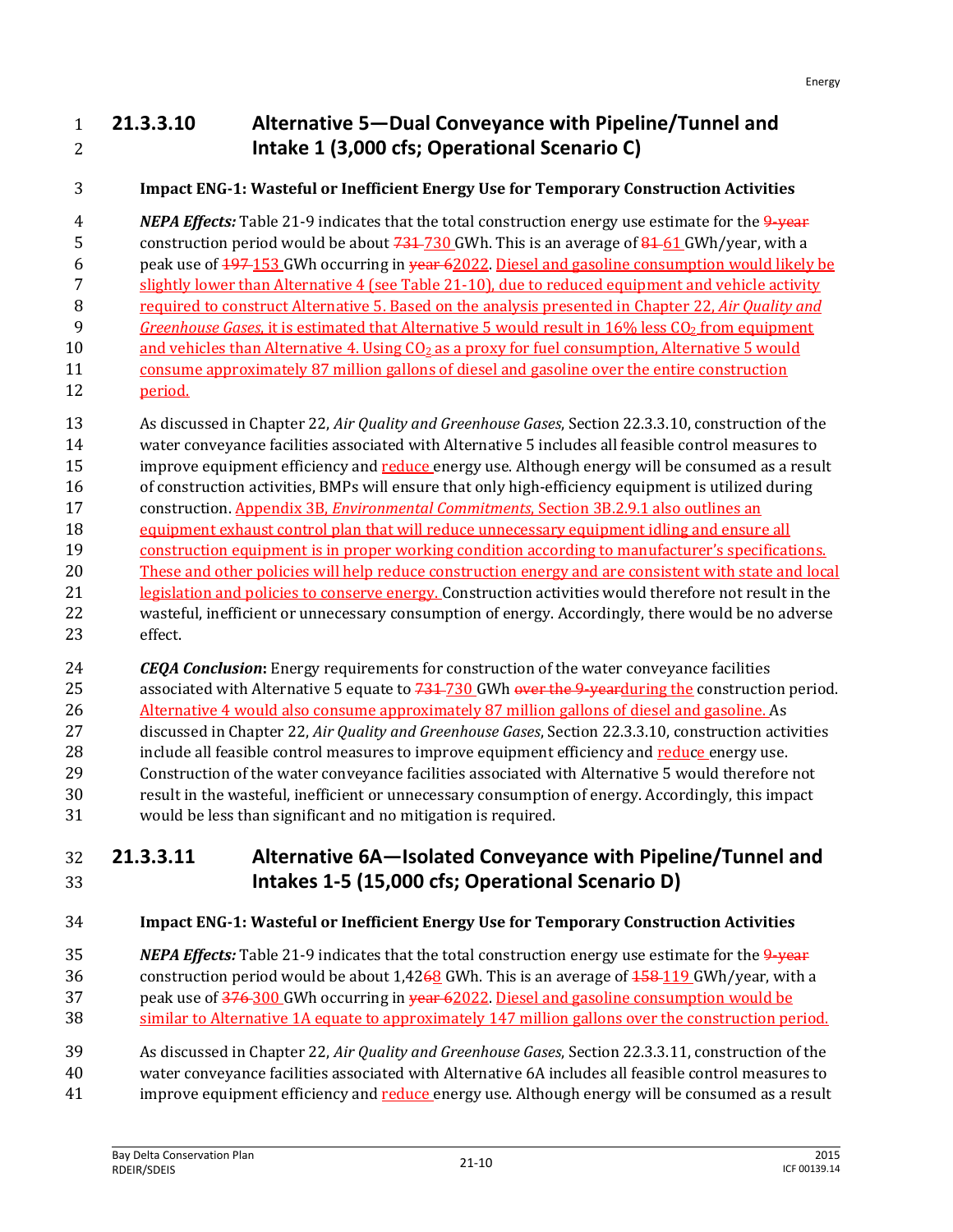### 21.3.3.10 Alternative 5—Dual Conveyance with Pipeline/Tunnel and Intake 1 (3,000 cfs; Operational Scenario C)

**Impact ENG-1: Wasteful or Inefficient Energy Use for Temporary Construction Activities**

***NEPA Effects:*** Table 21-9 indicates that the total construction energy use estimate for the 9-year construction period would be about 731 730 GWh. This is an average of 81 61 GWh/year, with a peak use of 197 153 GWh occurring in year 62022. Diesel and gasoline consumption would likely be slightly lower than Alternative 4 (see Table 21-10), due to reduced equipment and vehicle activity required to construct Alternative 5. Based on the analysis presented in Chapter 22, *Air Quality and Greenhouse Gases*, it is estimated that Alternative 5 would result in 16% less $CO_2$ from equipment and vehicles than Alternative 4. Using $CO_2$ as a proxy for fuel consumption, Alternative 5 would consume approximately 87 million gallons of diesel and gasoline over the entire construction period.

As discussed in Chapter 22, *Air Quality and Greenhouse Gases*, Section 22.3.3.10, construction of the water conveyance facilities associated with Alternative 5 includes all feasible control measures to improve equipment efficiency and reduce energy use. Although energy will be consumed as a result of construction activities, BMPs will ensure that only high-efficiency equipment is utilized during construction. Appendix 3B, *Environmental Commitments*, Section 3B.2.9.1 also outlines an equipment exhaust control plan that will reduce unnecessary equipment idling and ensure all construction equipment is in proper working condition according to manufacturer's specifications. These and other policies will help reduce construction energy and are consistent with state and local legislation and policies to conserve energy. Construction activities would therefore not result in the wasteful, inefficient or unnecessary consumption of energy. Accordingly, there would be no adverse effect.

***CEQA Conclusion*:** Energy requirements for construction of the water conveyance facilities associated with Alternative 5 equate to 731 730 GWh over the 9-yearduring the construction period. Alternative 4 would also consume approximately 87 million gallons of diesel and gasoline. As discussed in Chapter 22, *Air Quality and Greenhouse Gases*, Section 22.3.3.10, construction activities include all feasible control measures to improve equipment efficiency and reduce energy use. Construction of the water conveyance facilities associated with Alternative 5 would therefore not result in the wasteful, inefficient or unnecessary consumption of energy. Accordingly, this impact would be less than significant and no mitigation is required.

### 21.3.3.11 Alternative 6A—Isolated Conveyance with Pipeline/Tunnel and Intakes 1-5 (15,000 cfs; Operational Scenario D)

**Impact ENG-1: Wasteful or Inefficient Energy Use for Temporary Construction Activities**

***NEPA Effects:*** Table 21-9 indicates that the total construction energy use estimate for the 9-year construction period would be about 1,4268 GWh. This is an average of 158 119 GWh/year, with a peak use of 376 300 GWh occurring in year 62022. Diesel and gasoline consumption would be similar to Alternative 1A equate to approximately 147 million gallons over the construction period.

As discussed in Chapter 22, *Air Quality and Greenhouse Gases*, Section 22.3.3.11, construction of the water conveyance facilities associated with Alternative 6A includes all feasible control measures to improve equipment efficiency and reduce energy use. Although energy will be consumed as a result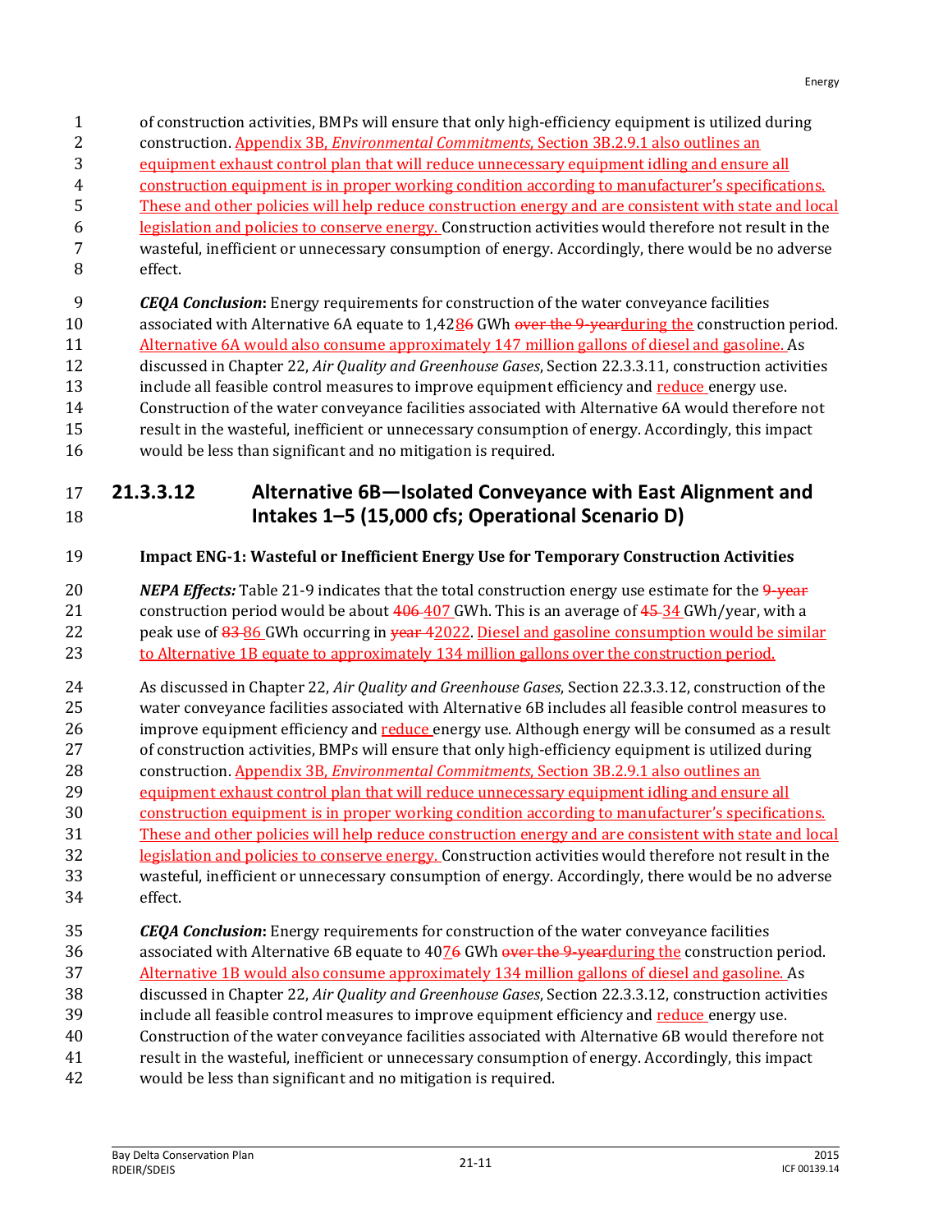of construction activities, BMPs will ensure that only high-efficiency equipment is utilized during construction. Appendix 3B, *Environmental Commitments*, Section 3B.2.9.1 also outlines an equipment exhaust control plan that will reduce unnecessary equipment idling and ensure all construction equipment is in proper working condition according to manufacturer's specifications. These and other policies will help reduce construction energy and are consistent with state and local legislation and policies to conserve energy. Construction activities would therefore not result in the wasteful, inefficient or unnecessary consumption of energy. Accordingly, there would be no adverse effect.

***CEQA Conclusion*:** Energy requirements for construction of the water conveyance facilities associated with Alternative 6A equate to 1,4286 GWh over the 9-yearduring the construction period. Alternative 6A would also consume approximately 147 million gallons of diesel and gasoline. As discussed in Chapter 22, *Air Quality and Greenhouse Gases*, Section 22.3.3.11, construction activities include all feasible control measures to improve equipment efficiency and reduce energy use. Construction of the water conveyance facilities associated with Alternative 6A would therefore not result in the wasteful, inefficient or unnecessary consumption of energy. Accordingly, this impact would be less than significant and no mitigation is required.

### 21.3.3.12 Alternative 6B—Isolated Conveyance with East Alignment and Intakes 1–5 (15,000 cfs; Operational Scenario D)

**Impact ENG-1: Wasteful or Inefficient Energy Use for Temporary Construction Activities**

***NEPA Effects:*** Table 21-9 indicates that the total construction energy use estimate for the 9-year construction period would be about 406 407 GWh. This is an average of 45 34 GWh/year, with a peak use of 83 86 GWh occurring in year 42022. Diesel and gasoline consumption would be similar to Alternative 1B equate to approximately 134 million gallons over the construction period.

As discussed in Chapter 22, *Air Quality and Greenhouse Gases*, Section 22.3.3.12, construction of the water conveyance facilities associated with Alternative 6B includes all feasible control measures to improve equipment efficiency and reduce energy use. Although energy will be consumed as a result of construction activities, BMPs will ensure that only high-efficiency equipment is utilized during construction. Appendix 3B, *Environmental Commitments*, Section 3B.2.9.1 also outlines an equipment exhaust control plan that will reduce unnecessary equipment idling and ensure all construction equipment is in proper working condition according to manufacturer's specifications. These and other policies will help reduce construction energy and are consistent with state and local legislation and policies to conserve energy. Construction activities would therefore not result in the wasteful, inefficient or unnecessary consumption of energy. Accordingly, there would be no adverse effect.

***CEQA Conclusion*:** Energy requirements for construction of the water conveyance facilities associated with Alternative 6B equate to 4076 GWh over the 9-yearduring the construction period. Alternative 1B would also consume approximately 134 million gallons of diesel and gasoline. As discussed in Chapter 22, *Air Quality and Greenhouse Gases*, Section 22.3.3.12, construction activities include all feasible control measures to improve equipment efficiency and reduce energy use. Construction of the water conveyance facilities associated with Alternative 6B would therefore not result in the wasteful, inefficient or unnecessary consumption of energy. Accordingly, this impact would be less than significant and no mitigation is required.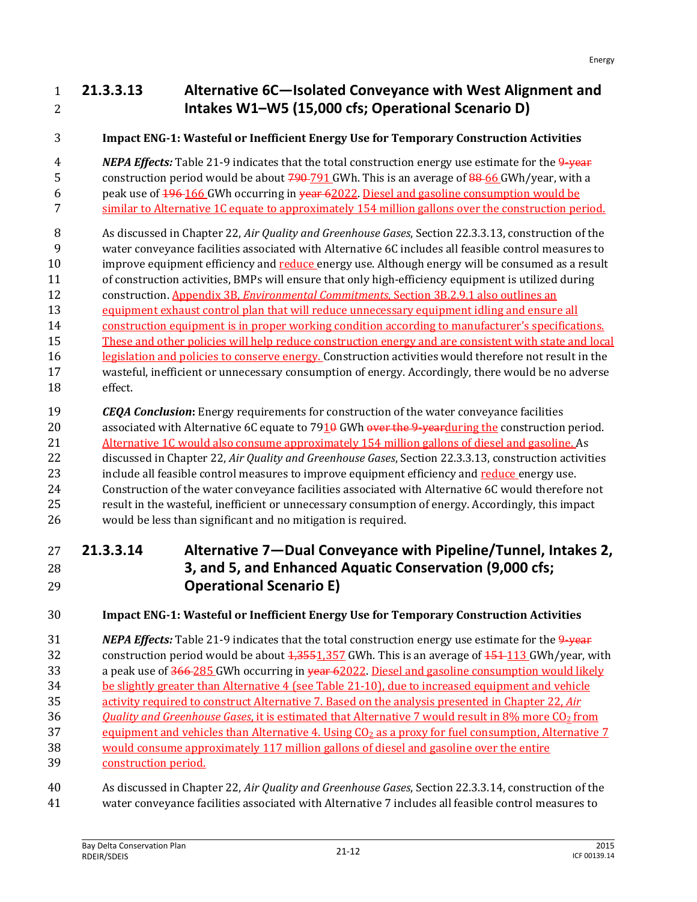### 21.3.3.13 Alternative 6C—Isolated Conveyance with West Alignment and Intakes W1–W5 (15,000 cfs; Operational Scenario D)

**Impact ENG-1: Wasteful or Inefficient Energy Use for Temporary Construction Activities**

***NEPA Effects:*** Table 21-9 indicates that the total construction energy use estimate for the ~~9-year~~ construction period would be about ~~790~~ 791 GWh. This is an average of ~~88~~ 66 GWh/year, with a peak use of ~~196~~ 166 GWh occurring in ~~year 6~~2022. Diesel and gasoline consumption would be similar to Alternative 1C equate to approximately 154 million gallons over the construction period.

As discussed in Chapter 22, *Air Quality and Greenhouse Gases*, Section 22.3.3.13, construction of the water conveyance facilities associated with Alternative 6C includes all feasible control measures to improve equipment efficiency and reduce energy use. Although energy will be consumed as a result of construction activities, BMPs will ensure that only high-efficiency equipment is utilized during construction. Appendix 3B, *Environmental Commitments*, Section 3B.2.9.1 also outlines an equipment exhaust control plan that will reduce unnecessary equipment idling and ensure all construction equipment is in proper working condition according to manufacturer's specifications. These and other policies will help reduce construction energy and are consistent with state and local legislation and policies to conserve energy. Construction activities would therefore not result in the wasteful, inefficient or unnecessary consumption of energy. Accordingly, there would be no adverse effect.

***CEQA Conclusion*:** Energy requirements for construction of the water conveyance facilities associated with Alternative 6C equate to 79~~1~~0 GWh ~~over the 9-year~~during the construction period. Alternative 1C would also consume approximately 154 million gallons of diesel and gasoline. As discussed in Chapter 22, *Air Quality and Greenhouse Gases*, Section 22.3.3.13, construction activities include all feasible control measures to improve equipment efficiency and reduce energy use. Construction of the water conveyance facilities associated with Alternative 6C would therefore not result in the wasteful, inefficient or unnecessary consumption of energy. Accordingly, this impact would be less than significant and no mitigation is required.

### 21.3.3.14 Alternative 7—Dual Conveyance with Pipeline/Tunnel, Intakes 2, 3, and 5, and Enhanced Aquatic Conservation (9,000 cfs; Operational Scenario E)

**Impact ENG-1: Wasteful or Inefficient Energy Use for Temporary Construction Activities**

***NEPA Effects:*** Table 21-9 indicates that the total construction energy use estimate for the ~~9-year~~ construction period would be about ~~1,355~~1,357 GWh. This is an average of ~~151~~ 113 GWh/year, with a peak use of ~~366~~ 285 GWh occurring in ~~year 6~~2022. Diesel and gasoline consumption would likely be slightly greater than Alternative 4 (see Table 21-10), due to increased equipment and vehicle activity required to construct Alternative 7. Based on the analysis presented in Chapter 22, *Air Quality and Greenhouse Gases*, it is estimated that Alternative 7 would result in 8% more $CO_2$ from equipment and vehicles than Alternative 4. Using $CO_2$ as a proxy for fuel consumption, Alternative 7 would consume approximately 117 million gallons of diesel and gasoline over the entire construction period.

As discussed in Chapter 22, *Air Quality and Greenhouse Gases*, Section 22.3.3.14, construction of the water conveyance facilities associated with Alternative 7 includes all feasible control measures to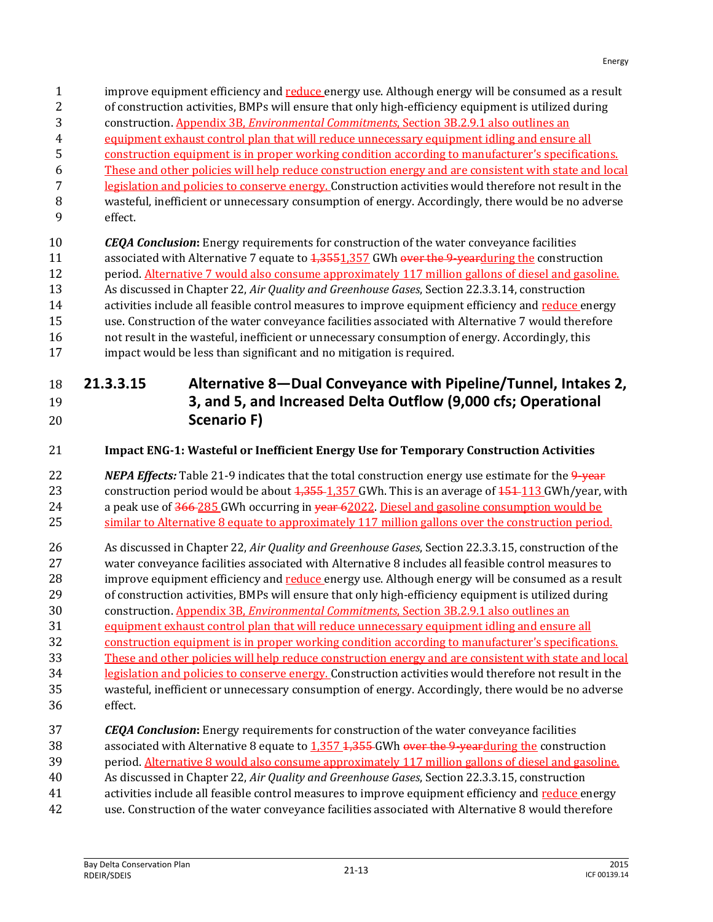improve equipment efficiency and reduce energy use. Although energy will be consumed as a result of construction activities, BMPs will ensure that only high-efficiency equipment is utilized during construction. Appendix 3B, *Environmental Commitments*, Section 3B.2.9.1 also outlines an equipment exhaust control plan that will reduce unnecessary equipment idling and ensure all construction equipment is in proper working condition according to manufacturer's specifications. These and other policies will help reduce construction energy and are consistent with state and local legislation and policies to conserve energy. Construction activities would therefore not result in the wasteful, inefficient or unnecessary consumption of energy. Accordingly, there would be no adverse effect.

***CEQA Conclusion*:** Energy requirements for construction of the water conveyance facilities associated with Alternative 7 equate to ~~1,355~~1,357 GWh ~~over the 9-year~~during the construction period. Alternative 7 would also consume approximately 117 million gallons of diesel and gasoline. As discussed in Chapter 22, *Air Quality and Greenhouse Gases*, Section 22.3.3.14, construction activities include all feasible control measures to improve equipment efficiency and reduce energy use. Construction of the water conveyance facilities associated with Alternative 7 would therefore not result in the wasteful, inefficient or unnecessary consumption of energy. Accordingly, this impact would be less than significant and no mitigation is required.

## 21.3.3.15 Alternative 8—Dual Conveyance with Pipeline/Tunnel, Intakes 2, 3, and 5, and Increased Delta Outflow (9,000 cfs; Operational Scenario F)

**Impact ENG-1: Wasteful or Inefficient Energy Use for Temporary Construction Activities**

***NEPA Effects:*** Table 21-9 indicates that the total construction energy use estimate for the ~~9-year~~ construction period would be about ~~1,355~~ 1,357 GWh. This is an average of ~~151~~ 113 GWh/year, with a peak use of ~~366~~ 285 GWh occurring in ~~year 6~~2022. Diesel and gasoline consumption would be similar to Alternative 8 equate to approximately 117 million gallons over the construction period.

As discussed in Chapter 22, *Air Quality and Greenhouse Gases*, Section 22.3.3.15, construction of the water conveyance facilities associated with Alternative 8 includes all feasible control measures to improve equipment efficiency and reduce energy use. Although energy will be consumed as a result of construction activities, BMPs will ensure that only high-efficiency equipment is utilized during construction. Appendix 3B, *Environmental Commitments*, Section 3B.2.9.1 also outlines an equipment exhaust control plan that will reduce unnecessary equipment idling and ensure all construction equipment is in proper working condition according to manufacturer's specifications. These and other policies will help reduce construction energy and are consistent with state and local legislation and policies to conserve energy. Construction activities would therefore not result in the wasteful, inefficient or unnecessary consumption of energy. Accordingly, there would be no adverse effect.

***CEQA Conclusion*:** Energy requirements for construction of the water conveyance facilities associated with Alternative 8 equate to 1,357 ~~1,355~~ GWh ~~over the 9-year~~during the construction period. Alternative 8 would also consume approximately 117 million gallons of diesel and gasoline. As discussed in Chapter 22, *Air Quality and Greenhouse Gases*, Section 22.3.3.15, construction activities include all feasible control measures to improve equipment efficiency and reduce energy use. Construction of the water conveyance facilities associated with Alternative 8 would therefore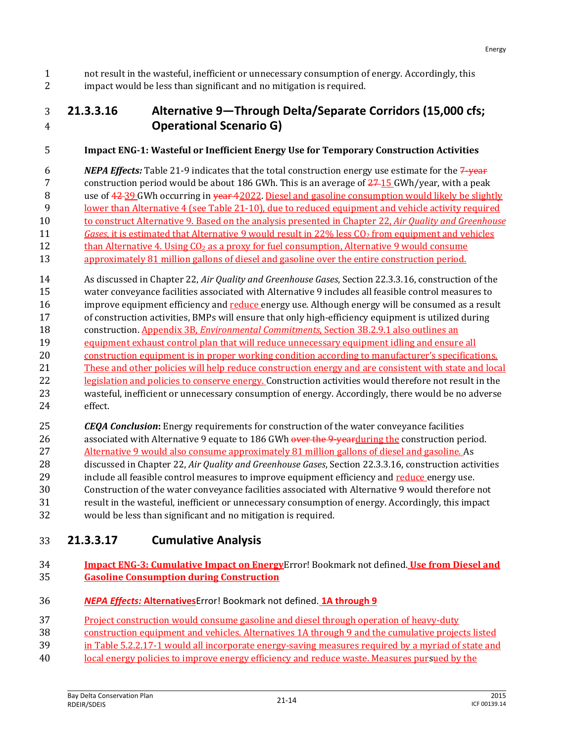not result in the wasteful, inefficient or unnecessary consumption of energy. Accordingly, this impact would be less than significant and no mitigation is required.

### 21.3.3.16 Alternative 9—Through Delta/Separate Corridors (15,000 cfs; Operational Scenario G)

**Impact ENG-1: Wasteful or Inefficient Energy Use for Temporary Construction Activities**

***NEPA Effects:*** Table 21-9 indicates that the total construction energy use estimate for the ~~7-year~~ construction period would be about 186 GWh. This is an average of ~~27~~ 15 GWh/year, with a peak use of ~~42~~ 39 GWh occurring in ~~year 4~~2022. Diesel and gasoline consumption would likely be slightly lower than Alternative 4 (see Table 21-10), due to reduced equipment and vehicle activity required to construct Alternative 9. Based on the analysis presented in Chapter 22, *Air Quality and Greenhouse Gases*, it is estimated that Alternative 9 would result in 22% less $CO_2$ from equipment and vehicles than Alternative 4. Using $CO_2$ as a proxy for fuel consumption, Alternative 9 would consume approximately 81 million gallons of diesel and gasoline over the entire construction period.

As discussed in Chapter 22, *Air Quality and Greenhouse Gases*, Section 22.3.3.16, construction of the water conveyance facilities associated with Alternative 9 includes all feasible control measures to improve equipment efficiency and reduce energy use. Although energy will be consumed as a result of construction activities, BMPs will ensure that only high-efficiency equipment is utilized during construction. Appendix 3B, *Environmental Commitments*, Section 3B.2.9.1 also outlines an equipment exhaust control plan that will reduce unnecessary equipment idling and ensure all construction equipment is in proper working condition according to manufacturer's specifications. These and other policies will help reduce construction energy and are consistent with state and local legislation and policies to conserve energy. Construction activities would therefore not result in the wasteful, inefficient or unnecessary consumption of energy. Accordingly, there would be no adverse effect.

***CEQA Conclusion*:** Energy requirements for construction of the water conveyance facilities associated with Alternative 9 equate to 186 GWh ~~over the 9-year~~during the construction period. Alternative 9 would also consume approximately 81 million gallons of diesel and gasoline. As discussed in Chapter 22, *Air Quality and Greenhouse Gases*, Section 22.3.3.16, construction activities include all feasible control measures to improve equipment efficiency and reduce energy use. Construction of the water conveyance facilities associated with Alternative 9 would therefore not result in the wasteful, inefficient or unnecessary consumption of energy. Accordingly, this impact would be less than significant and no mitigation is required.

### 21.3.3.17 Cumulative Analysis

**Impact ENG-3: Cumulative Impact on Energy**Error! Bookmark not defined. **Use from Diesel and Gasoline Consumption during Construction**

***NEPA Effects:* Alternatives**Error! Bookmark not defined. **1A through 9**

Project construction would consume gasoline and diesel through operation of heavy-duty construction equipment and vehicles. Alternatives 1A through 9 and the cumulative projects listed in Table 5.2.2.17-1 would all incorporate energy-saving measures required by a myriad of state and local energy policies to improve energy efficiency and reduce waste. Measures pursued by the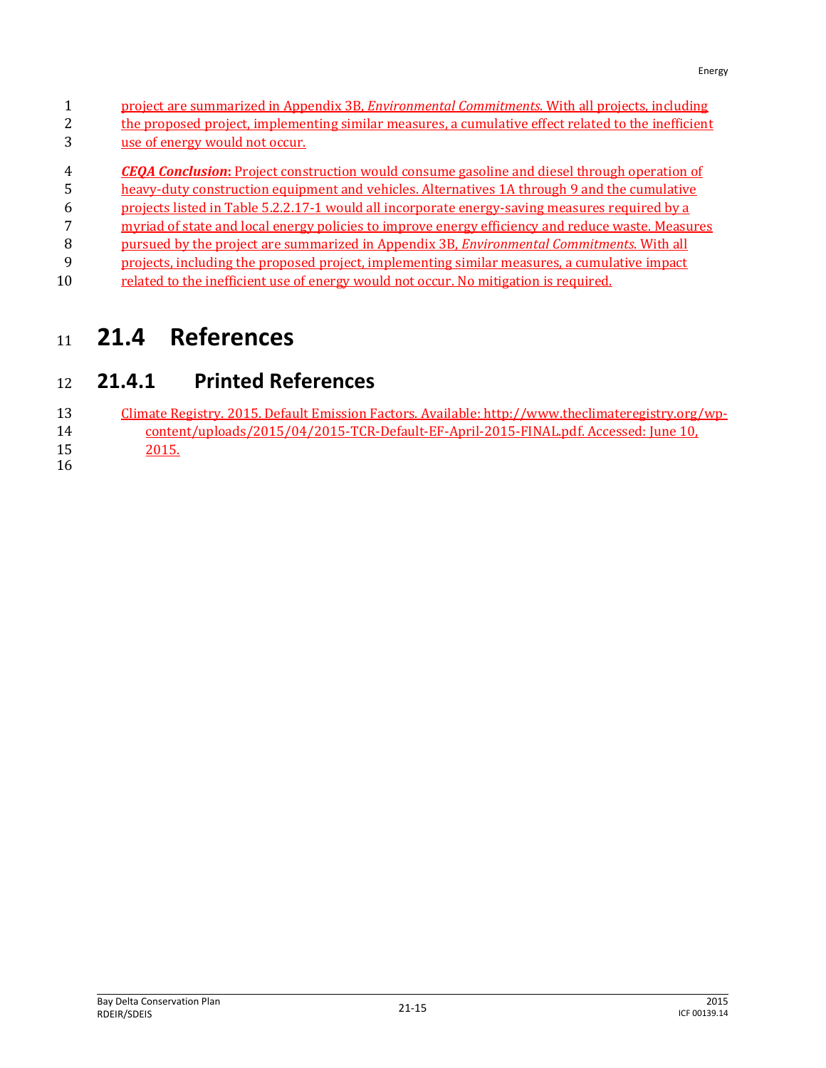project are summarized in Appendix 3B, *Environmental Commitments*. With all projects, including the proposed project, implementing similar measures, a cumulative effect related to the inefficient use of energy would not occur.

***CEQA Conclusion*:** Project construction would consume gasoline and diesel through operation of heavy-duty construction equipment and vehicles. Alternatives 1A through 9 and the cumulative projects listed in Table 5.2.2.17-1 would all incorporate energy-saving measures required by a myriad of state and local energy policies to improve energy efficiency and reduce waste. Measures pursued by the project are summarized in Appendix 3B, *Environmental Commitments*. With all projects, including the proposed project, implementing similar measures, a cumulative impact related to the inefficient use of energy would not occur. No mitigation is required.

# 21.4 References

## 21.4.1 Printed References

Climate Registry. 2015. Default Emission Factors. Available: http://www.theclimateregistry.org/wp-content/uploads/2015/04/2015-TCR-Default-EF-April-2015-FINAL.pdf. Accessed: June 10, 2015.